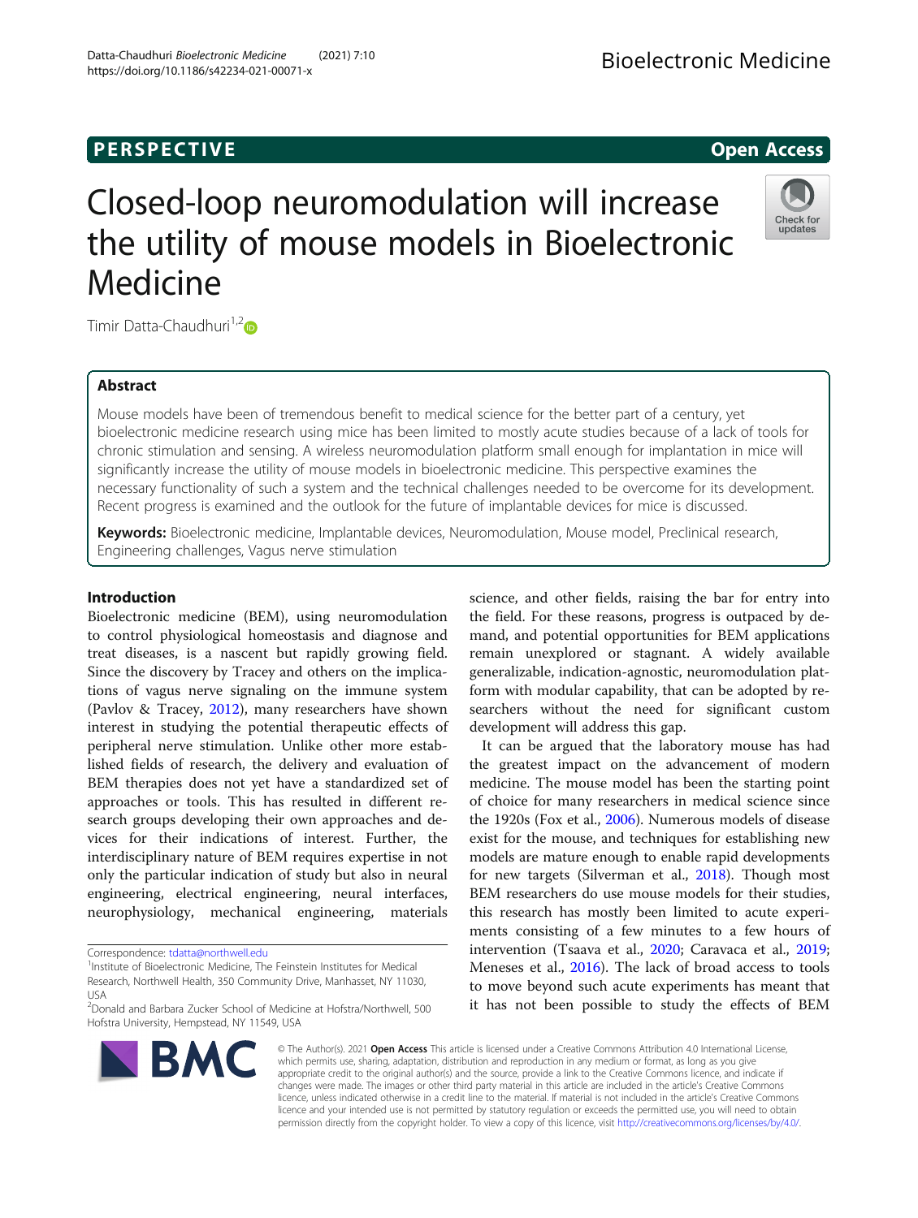PERSPECTIVE

Open Access

# Closed-loop neuromodulation will increase the utility of mouse models in Bioelectronic Medicine

Timir Datta-Chaudhuri[1,2]

## Abstract

Mouse models have been of tremendous benefit to medical science for the better part of a century, yet bioelectronic medicine research using mice has been limited to mostly acute studies because of a lack of tools for chronic stimulation and sensing. A wireless neuromodulation platform small enough for implantation in mice will significantly increase the utility of mouse models in bioelectronic medicine. This perspective examines the necessary functionality of such a system and the technical challenges needed to be overcome for its development. Recent progress is examined and the outlook for the future of implantable devices for mice is discussed.

**Keywords:** Bioelectronic medicine, Implantable devices, Neuromodulation, Mouse model, Preclinical research, Engineering challenges, Vagus nerve stimulation

## Introduction

Bioelectronic medicine (BEM), using neuromodulation to control physiological homeostasis and diagnose and treat diseases, is a nascent but rapidly growing field. Since the discovery by Tracey and others on the implications of vagus nerve signaling on the immune system (Pavlov & Tracey, 2012), many researchers have shown interest in studying the potential therapeutic effects of peripheral nerve stimulation. Unlike other more established fields of research, the delivery and evaluation of BEM therapies does not yet have a standardized set of approaches or tools. This has resulted in different research groups developing their own approaches and devices for their indications of interest. Further, the interdisciplinary nature of BEM requires expertise in not only the particular indication of study but also in neural engineering, electrical engineering, neural interfaces, neurophysiology, mechanical engineering, materials science, and other fields, raising the bar for entry into the field. For these reasons, progress is outpaced by demand, and potential opportunities for BEM applications remain unexplored or stagnant. A widely available generalizable, indication-agnostic, neuromodulation platform with modular capability, that can be adopted by researchers without the need for significant custom development will address this gap.

It can be argued that the laboratory mouse has had the greatest impact on the advancement of modern medicine. The mouse model has been the starting point of choice for many researchers in medical science since the 1920s (Fox et al., 2006). Numerous models of disease exist for the mouse, and techniques for establishing new models are mature enough to enable rapid developments for new targets (Silverman et al., 2018). Though most BEM researchers do use mouse models for their studies, this research has mostly been limited to acute experiments consisting of a few minutes to a few hours of intervention (Tsaava et al., 2020; Caravaca et al., 2019; Meneses et al., 2016). The lack of broad access to tools to move beyond such acute experiments has meant that it has not been possible to study the effects of BEM

Correspondence: tdatta@northwell.edu

[1]Institute of Bioelectronic Medicine, The Feinstein Institutes for Medical Research, Northwell Health, 350 Community Drive, Manhasset, NY 11030, USA

[2]Donald and Barbara Zucker School of Medicine at Hofstra/Northwell, 500 Hofstra University, Hempstead, NY 11549, USA

© The Author(s). 2021 **Open Access** This article is licensed under a Creative Commons Attribution 4.0 International License, which permits use, sharing, adaptation, distribution and reproduction in any medium or format, as long as you give appropriate credit to the original author(s) and the source, provide a link to the Creative Commons licence, and indicate if changes were made. The images or other third party material in this article are included in the article's Creative Commons licence, unless indicated otherwise in a credit line to the material. If material is not included in the article's Creative Commons licence and your intended use is not permitted by statutory regulation or exceeds the permitted use, you will need to obtain permission directly from the copyright holder. To view a copy of this licence, visit http://creativecommons.org/licenses/by/4.0/.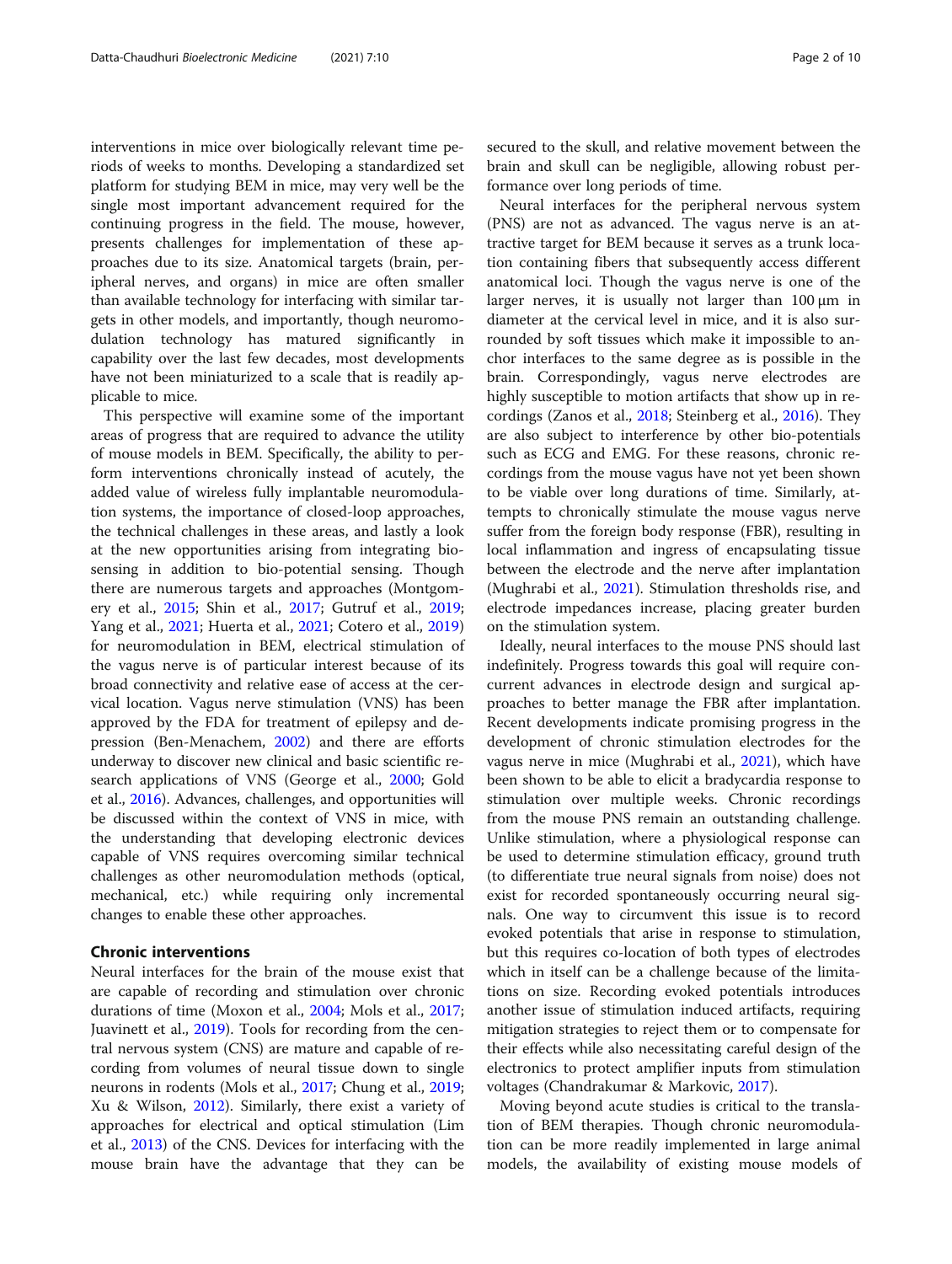interventions in mice over biologically relevant time periods of weeks to months. Developing a standardized set platform for studying BEM in mice, may very well be the single most important advancement required for the continuing progress in the field. The mouse, however, presents challenges for implementation of these approaches due to its size. Anatomical targets (brain, peripheral nerves, and organs) in mice are often smaller than available technology for interfacing with similar targets in other models, and importantly, though neuromodulation technology has matured significantly in capability over the last few decades, most developments have not been miniaturized to a scale that is readily applicable to mice.

This perspective will examine some of the important areas of progress that are required to advance the utility of mouse models in BEM. Specifically, the ability to perform interventions chronically instead of acutely, the added value of wireless fully implantable neuromodulation systems, the importance of closed-loop approaches, the technical challenges in these areas, and lastly a look at the new opportunities arising from integrating biosensing in addition to bio-potential sensing. Though there are numerous targets and approaches (Montgomery et al., 2015; Shin et al., 2017; Gutruf et al., 2019; Yang et al., 2021; Huerta et al., 2021; Cotero et al., 2019) for neuromodulation in BEM, electrical stimulation of the vagus nerve is of particular interest because of its broad connectivity and relative ease of access at the cervical location. Vagus nerve stimulation (VNS) has been approved by the FDA for treatment of epilepsy and depression (Ben-Menachem, 2002) and there are efforts underway to discover new clinical and basic scientific research applications of VNS (George et al., 2000; Gold et al., 2016). Advances, challenges, and opportunities will be discussed within the context of VNS in mice, with the understanding that developing electronic devices capable of VNS requires overcoming similar technical challenges as other neuromodulation methods (optical, mechanical, etc.) while requiring only incremental changes to enable these other approaches.

## Chronic interventions

Neural interfaces for the brain of the mouse exist that are capable of recording and stimulation over chronic durations of time (Moxon et al., 2004; Mols et al., 2017; Juavinett et al., 2019). Tools for recording from the central nervous system (CNS) are mature and capable of recording from volumes of neural tissue down to single neurons in rodents (Mols et al., 2017; Chung et al., 2019; Xu & Wilson, 2012). Similarly, there exist a variety of approaches for electrical and optical stimulation (Lim et al., 2013) of the CNS. Devices for interfacing with the mouse brain have the advantage that they can be secured to the skull, and relative movement between the brain and skull can be negligible, allowing robust performance over long periods of time.

Neural interfaces for the peripheral nervous system (PNS) are not as advanced. The vagus nerve is an attractive target for BEM because it serves as a trunk location containing fibers that subsequently access different anatomical loci. Though the vagus nerve is one of the larger nerves, it is usually not larger than 100 μm in diameter at the cervical level in mice, and it is also surrounded by soft tissues which make it impossible to anchor interfaces to the same degree as is possible in the brain. Correspondingly, vagus nerve electrodes are highly susceptible to motion artifacts that show up in recordings (Zanos et al., 2018; Steinberg et al., 2016). They are also subject to interference by other bio-potentials such as ECG and EMG. For these reasons, chronic recordings from the mouse vagus have not yet been shown to be viable over long durations of time. Similarly, attempts to chronically stimulate the mouse vagus nerve suffer from the foreign body response (FBR), resulting in local inflammation and ingress of encapsulating tissue between the electrode and the nerve after implantation (Mughrabi et al., 2021). Stimulation thresholds rise, and electrode impedances increase, placing greater burden on the stimulation system.

Ideally, neural interfaces to the mouse PNS should last indefinitely. Progress towards this goal will require concurrent advances in electrode design and surgical approaches to better manage the FBR after implantation. Recent developments indicate promising progress in the development of chronic stimulation electrodes for the vagus nerve in mice (Mughrabi et al., 2021), which have been shown to be able to elicit a bradycardia response to stimulation over multiple weeks. Chronic recordings from the mouse PNS remain an outstanding challenge. Unlike stimulation, where a physiological response can be used to determine stimulation efficacy, ground truth (to differentiate true neural signals from noise) does not exist for recorded spontaneously occurring neural signals. One way to circumvent this issue is to record evoked potentials that arise in response to stimulation, but this requires co-location of both types of electrodes which in itself can be a challenge because of the limitations on size. Recording evoked potentials introduces another issue of stimulation induced artifacts, requiring mitigation strategies to reject them or to compensate for their effects while also necessitating careful design of the electronics to protect amplifier inputs from stimulation voltages (Chandrakumar & Markovic, 2017).

Moving beyond acute studies is critical to the translation of BEM therapies. Though chronic neuromodulation can be more readily implemented in large animal models, the availability of existing mouse models of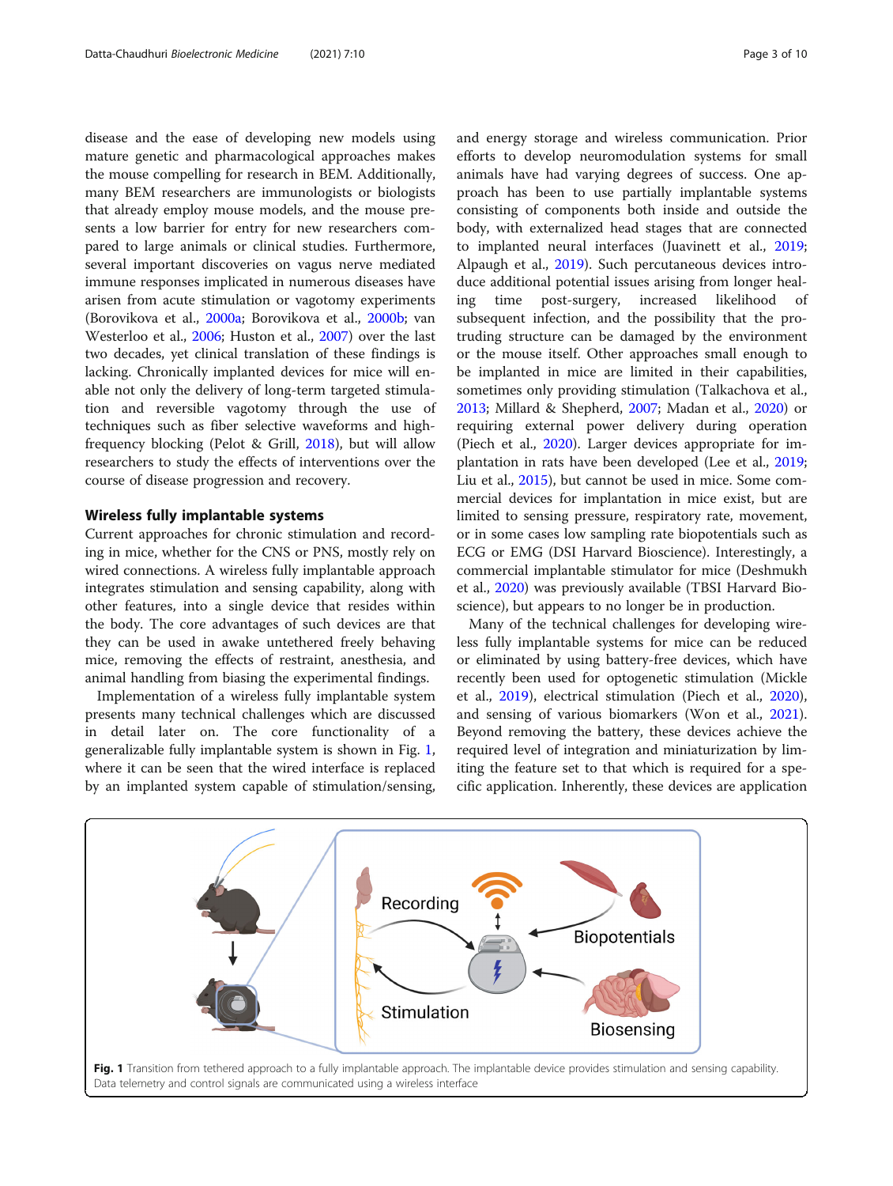disease and the ease of developing new models using mature genetic and pharmacological approaches makes the mouse compelling for research in BEM. Additionally, many BEM researchers are immunologists or biologists that already employ mouse models, and the mouse presents a low barrier for entry for new researchers compared to large animals or clinical studies. Furthermore, several important discoveries on vagus nerve mediated immune responses implicated in numerous diseases have arisen from acute stimulation or vagotomy experiments (Borovikova et al., 2000a; Borovikova et al., 2000b; van Westerloo et al., 2006; Huston et al., 2007) over the last two decades, yet clinical translation of these findings is lacking. Chronically implanted devices for mice will enable not only the delivery of long-term targeted stimulation and reversible vagotomy through the use of techniques such as fiber selective waveforms and high-frequency blocking (Pelot & Grill, 2018), but will allow researchers to study the effects of interventions over the course of disease progression and recovery.

## Wireless fully implantable systems

Current approaches for chronic stimulation and recording in mice, whether for the CNS or PNS, mostly rely on wired connections. A wireless fully implantable approach integrates stimulation and sensing capability, along with other features, into a single device that resides within the body. The core advantages of such devices are that they can be used in awake untethered freely behaving mice, removing the effects of restraint, anesthesia, and animal handling from biasing the experimental findings.

Implementation of a wireless fully implantable system presents many technical challenges which are discussed in detail later on. The core functionality of a generalizable fully implantable system is shown in Fig. 1, where it can be seen that the wired interface is replaced by an implanted system capable of stimulation/sensing, and energy storage and wireless communication. Prior efforts to develop neuromodulation systems for small animals have had varying degrees of success. One approach has been to use partially implantable systems consisting of components both inside and outside the body, with externalized head stages that are connected to implanted neural interfaces (Juavinett et al., 2019; Alpaugh et al., 2019). Such percutaneous devices introduce additional potential issues arising from longer healing time post-surgery, increased likelihood of subsequent infection, and the possibility that the protruding structure can be damaged by the environment or the mouse itself. Other approaches small enough to be implanted in mice are limited in their capabilities, sometimes only providing stimulation (Talkachova et al., 2013; Millard & Shepherd, 2007; Madan et al., 2020) or requiring external power delivery during operation (Piech et al., 2020). Larger devices appropriate for implantation in rats have been developed (Lee et al., 2019; Liu et al., 2015), but cannot be used in mice. Some commercial devices for implantation in mice exist, but are limited to sensing pressure, respiratory rate, movement, or in some cases low sampling rate biopotentials such as ECG or EMG (DSI Harvard Bioscience). Interestingly, a commercial implantable stimulator for mice (Deshmukh et al., 2020) was previously available (TBSI Harvard Bioscience), but appears to no longer be in production.

Many of the technical challenges for developing wireless fully implantable systems for mice can be reduced or eliminated by using battery-free devices, which have recently been used for optogenetic stimulation (Mickle et al., 2019), electrical stimulation (Piech et al., 2020), and sensing of various biomarkers (Won et al., 2021). Beyond removing the battery, these devices achieve the required level of integration and miniaturization by limiting the feature set to that which is required for a specific application. Inherently, these devices are application

**Fig. 1** Transition from tethered approach to a fully implantable approach. The implantable device provides stimulation and sensing capability. Data telemetry and control signals are communicated using a wireless interface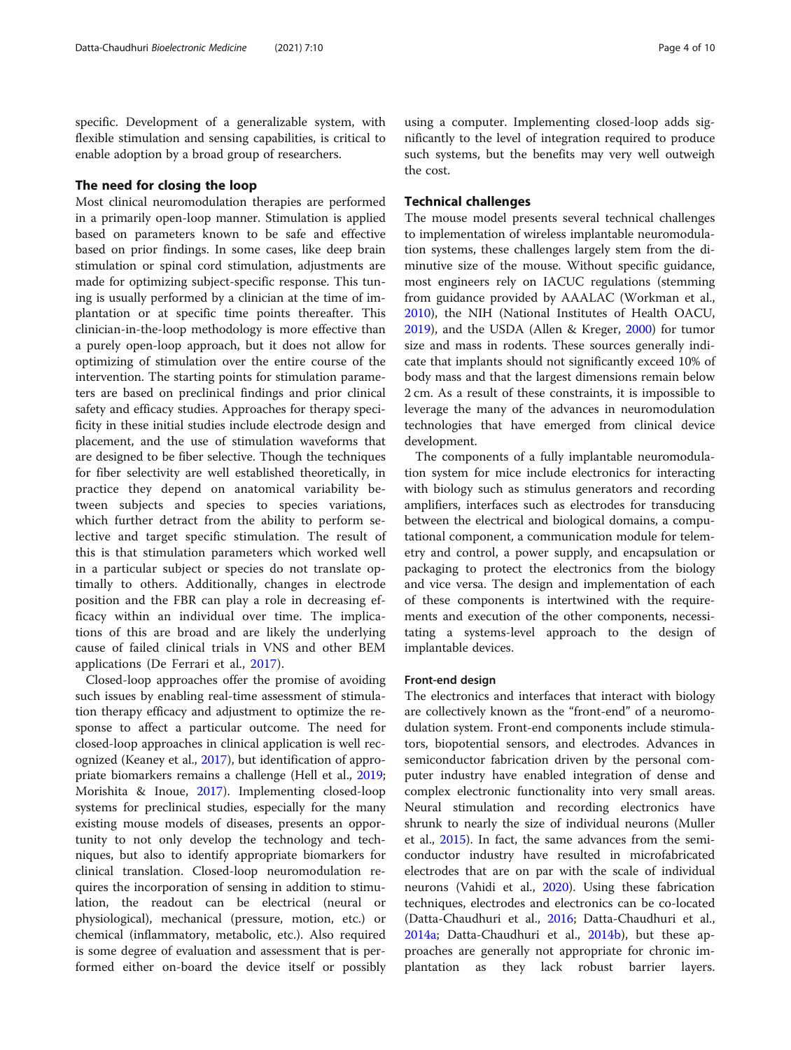specific. Development of a generalizable system, with flexible stimulation and sensing capabilities, is critical to enable adoption by a broad group of researchers.

## The need for closing the loop

Most clinical neuromodulation therapies are performed in a primarily open-loop manner. Stimulation is applied based on parameters known to be safe and effective based on prior findings. In some cases, like deep brain stimulation or spinal cord stimulation, adjustments are made for optimizing subject-specific response. This tuning is usually performed by a clinician at the time of implantation or at specific time points thereafter. This clinician-in-the-loop methodology is more effective than a purely open-loop approach, but it does not allow for optimizing of stimulation over the entire course of the intervention. The starting points for stimulation parameters are based on preclinical findings and prior clinical safety and efficacy studies. Approaches for therapy specificity in these initial studies include electrode design and placement, and the use of stimulation waveforms that are designed to be fiber selective. Though the techniques for fiber selectivity are well established theoretically, in practice they depend on anatomical variability between subjects and species to species variations, which further detract from the ability to perform selective and target specific stimulation. The result of this is that stimulation parameters which worked well in a particular subject or species do not translate optimally to others. Additionally, changes in electrode position and the FBR can play a role in decreasing efficacy within an individual over time. The implications of this are broad and are likely the underlying cause of failed clinical trials in VNS and other BEM applications (De Ferrari et al., 2017).

Closed-loop approaches offer the promise of avoiding such issues by enabling real-time assessment of stimulation therapy efficacy and adjustment to optimize the response to affect a particular outcome. The need for closed-loop approaches in clinical application is well recognized (Keaney et al., 2017), but identification of appropriate biomarkers remains a challenge (Hell et al., 2019; Morishita & Inoue, 2017). Implementing closed-loop systems for preclinical studies, especially for the many existing mouse models of diseases, presents an opportunity to not only develop the technology and techniques, but also to identify appropriate biomarkers for clinical translation. Closed-loop neuromodulation requires the incorporation of sensing in addition to stimulation, the readout can be electrical (neural or physiological), mechanical (pressure, motion, etc.) or chemical (inflammatory, metabolic, etc.). Also required is some degree of evaluation and assessment that is performed either on-board the device itself or possibly using a computer. Implementing closed-loop adds significantly to the level of integration required to produce such systems, but the benefits may very well outweigh the cost.

## Technical challenges

The mouse model presents several technical challenges to implementation of wireless implantable neuromodulation systems, these challenges largely stem from the diminutive size of the mouse. Without specific guidance, most engineers rely on IACUC regulations (stemming from guidance provided by AAALAC (Workman et al., 2010), the NIH (National Institutes of Health OACU, 2019), and the USDA (Allen & Kreger, 2000) for tumor size and mass in rodents. These sources generally indicate that implants should not significantly exceed 10% of body mass and that the largest dimensions remain below 2 cm. As a result of these constraints, it is impossible to leverage the many of the advances in neuromodulation technologies that have emerged from clinical device development.

The components of a fully implantable neuromodulation system for mice include electronics for interacting with biology such as stimulus generators and recording amplifiers, interfaces such as electrodes for transducing between the electrical and biological domains, a computational component, a communication module for telemetry and control, a power supply, and encapsulation or packaging to protect the electronics from the biology and vice versa. The design and implementation of each of these components is intertwined with the requirements and execution of the other components, necessitating a systems-level approach to the design of implantable devices.

### Front-end design

The electronics and interfaces that interact with biology are collectively known as the "front-end" of a neuromodulation system. Front-end components include stimulators, biopotential sensors, and electrodes. Advances in semiconductor fabrication driven by the personal computer industry have enabled integration of dense and complex electronic functionality into very small areas. Neural stimulation and recording electronics have shrunk to nearly the size of individual neurons (Muller et al., 2015). In fact, the same advances from the semiconductor industry have resulted in microfabricated electrodes that are on par with the scale of individual neurons (Vahidi et al., 2020). Using these fabrication techniques, electrodes and electronics can be co-located (Datta-Chaudhuri et al., 2016; Datta-Chaudhuri et al., 2014a; Datta-Chaudhuri et al., 2014b), but these approaches are generally not appropriate for chronic implantation as they lack robust barrier layers.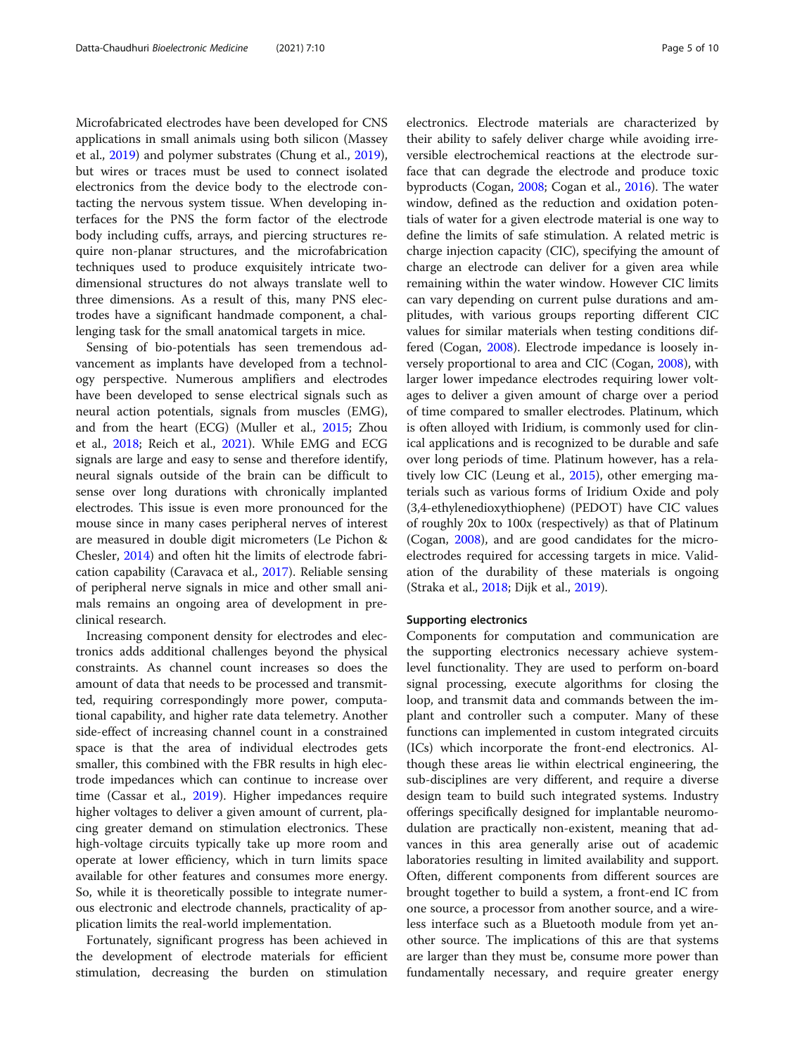Microfabricated electrodes have been developed for CNS applications in small animals using both silicon (Massey et al., 2019) and polymer substrates (Chung et al., 2019), but wires or traces must be used to connect isolated electronics from the device body to the electrode contacting the nervous system tissue. When developing interfaces for the PNS the form factor of the electrode body including cuffs, arrays, and piercing structures require non-planar structures, and the microfabrication techniques used to produce exquisitely intricate two-dimensional structures do not always translate well to three dimensions. As a result of this, many PNS electrodes have a significant handmade component, a challenging task for the small anatomical targets in mice.

Sensing of bio-potentials has seen tremendous advancement as implants have developed from a technology perspective. Numerous amplifiers and electrodes have been developed to sense electrical signals such as neural action potentials, signals from muscles (EMG), and from the heart (ECG) (Muller et al., 2015; Zhou et al., 2018; Reich et al., 2021). While EMG and ECG signals are large and easy to sense and therefore identify, neural signals outside of the brain can be difficult to sense over long durations with chronically implanted electrodes. This issue is even more pronounced for the mouse since in many cases peripheral nerves of interest are measured in double digit micrometers (Le Pichon & Chesler, 2014) and often hit the limits of electrode fabrication capability (Caravaca et al., 2017). Reliable sensing of peripheral nerve signals in mice and other small animals remains an ongoing area of development in preclinical research.

Increasing component density for electrodes and electronics adds additional challenges beyond the physical constraints. As channel count increases so does the amount of data that needs to be processed and transmitted, requiring correspondingly more power, computational capability, and higher rate data telemetry. Another side-effect of increasing channel count in a constrained space is that the area of individual electrodes gets smaller, this combined with the FBR results in high electrode impedances which can continue to increase over time (Cassar et al., 2019). Higher impedances require higher voltages to deliver a given amount of current, placing greater demand on stimulation electronics. These high-voltage circuits typically take up more room and operate at lower efficiency, which in turn limits space available for other features and consumes more energy. So, while it is theoretically possible to integrate numerous electronic and electrode channels, practicality of application limits the real-world implementation.

Fortunately, significant progress has been achieved in the development of electrode materials for efficient stimulation, decreasing the burden on stimulation electronics. Electrode materials are characterized by their ability to safely deliver charge while avoiding irreversible electrochemical reactions at the electrode surface that can degrade the electrode and produce toxic byproducts (Cogan, 2008; Cogan et al., 2016). The water window, defined as the reduction and oxidation potentials of water for a given electrode material is one way to define the limits of safe stimulation. A related metric is charge injection capacity (CIC), specifying the amount of charge an electrode can deliver for a given area while remaining within the water window. However CIC limits can vary depending on current pulse durations and amplitudes, with various groups reporting different CIC values for similar materials when testing conditions differed (Cogan, 2008). Electrode impedance is loosely inversely proportional to area and CIC (Cogan, 2008), with larger lower impedance electrodes requiring lower voltages to deliver a given amount of charge over a period of time compared to smaller electrodes. Platinum, which is often alloyed with Iridium, is commonly used for clinical applications and is recognized to be durable and safe over long periods of time. Platinum however, has a relatively low CIC (Leung et al., 2015), other emerging materials such as various forms of Iridium Oxide and poly (3,4-ethylenedioxythiophene) (PEDOT) have CIC values of roughly 20x to 100x (respectively) as that of Platinum (Cogan, 2008), and are good candidates for the microelectrodes required for accessing targets in mice. Validation of the durability of these materials is ongoing (Straka et al., 2018; Dijk et al., 2019).

#### Supporting electronics

Components for computation and communication are the supporting electronics necessary achieve system-level functionality. They are used to perform on-board signal processing, execute algorithms for closing the loop, and transmit data and commands between the implant and controller such a computer. Many of these functions can implemented in custom integrated circuits (ICs) which incorporate the front-end electronics. Although these areas lie within electrical engineering, the sub-disciplines are very different, and require a diverse design team to build such integrated systems. Industry offerings specifically designed for implantable neuromodulation are practically non-existent, meaning that advances in this area generally arise out of academic laboratories resulting in limited availability and support. Often, different components from different sources are brought together to build a system, a front-end IC from one source, a processor from another source, and a wireless interface such as a Bluetooth module from yet another source. The implications of this are that systems are larger than they must be, consume more power than fundamentally necessary, and require greater energy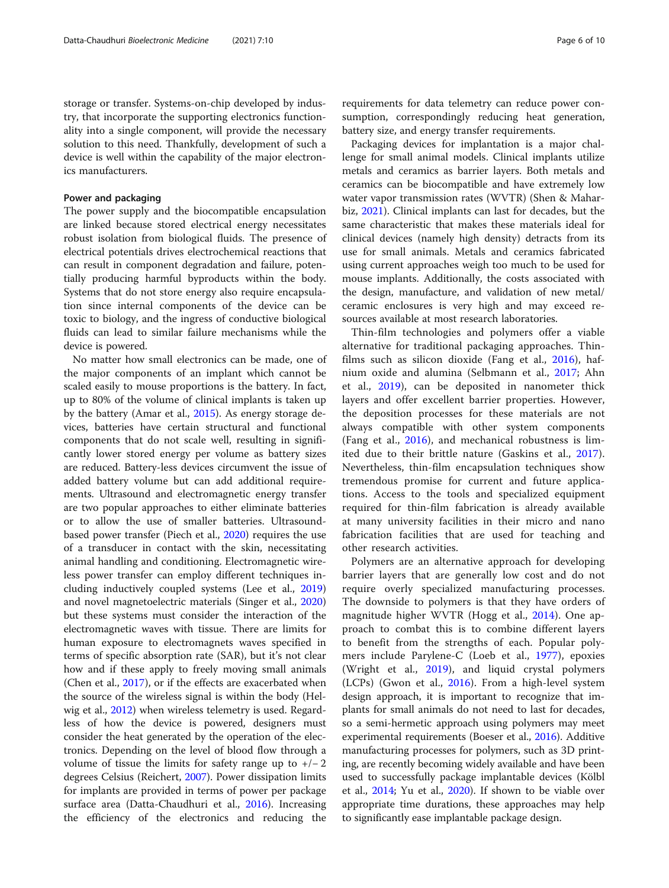storage or transfer. Systems-on-chip developed by industry, that incorporate the supporting electronics functionality into a single component, will provide the necessary solution to this need. Thankfully, development of such a device is well within the capability of the major electronics manufacturers.

#### Power and packaging

The power supply and the biocompatible encapsulation are linked because stored electrical energy necessitates robust isolation from biological fluids. The presence of electrical potentials drives electrochemical reactions that can result in component degradation and failure, potentially producing harmful byproducts within the body. Systems that do not store energy also require encapsulation since internal components of the device can be toxic to biology, and the ingress of conductive biological fluids can lead to similar failure mechanisms while the device is powered.

No matter how small electronics can be made, one of the major components of an implant which cannot be scaled easily to mouse proportions is the battery. In fact, up to 80% of the volume of clinical implants is taken up by the battery (Amar et al., 2015). As energy storage devices, batteries have certain structural and functional components that do not scale well, resulting in significantly lower stored energy per volume as battery sizes are reduced. Battery-less devices circumvent the issue of added battery volume but can add additional requirements. Ultrasound and electromagnetic energy transfer are two popular approaches to either eliminate batteries or to allow the use of smaller batteries. Ultrasound-based power transfer (Piech et al., 2020) requires the use of a transducer in contact with the skin, necessitating animal handling and conditioning. Electromagnetic wireless power transfer can employ different techniques including inductively coupled systems (Lee et al., 2019) and novel magnetoelectric materials (Singer et al., 2020) but these systems must consider the interaction of the electromagnetic waves with tissue. There are limits for human exposure to electromagnets waves specified in terms of specific absorption rate (SAR), but it's not clear how and if these apply to freely moving small animals (Chen et al., 2017), or if the effects are exacerbated when the source of the wireless signal is within the body (Helwig et al., 2012) when wireless telemetry is used. Regardless of how the device is powered, designers must consider the heat generated by the operation of the electronics. Depending on the level of blood flow through a volume of tissue the limits for safety range up to +/− 2 degrees Celsius (Reichert, 2007). Power dissipation limits for implants are provided in terms of power per package surface area (Datta-Chaudhuri et al., 2016). Increasing the efficiency of the electronics and reducing the requirements for data telemetry can reduce power consumption, correspondingly reducing heat generation, battery size, and energy transfer requirements.

Packaging devices for implantation is a major challenge for small animal models. Clinical implants utilize metals and ceramics as barrier layers. Both metals and ceramics can be biocompatible and have extremely low water vapor transmission rates (WVTR) (Shen & Maharbiz, 2021). Clinical implants can last for decades, but the same characteristic that makes these materials ideal for clinical devices (namely high density) detracts from its use for small animals. Metals and ceramics fabricated using current approaches weigh too much to be used for mouse implants. Additionally, the costs associated with the design, manufacture, and validation of new metal/ceramic enclosures is very high and may exceed resources available at most research laboratories.

Thin-film technologies and polymers offer a viable alternative for traditional packaging approaches. Thin-films such as silicon dioxide (Fang et al., 2016), hafnium oxide and alumina (Selbmann et al., 2017; Ahn et al., 2019), can be deposited in nanometer thick layers and offer excellent barrier properties. However, the deposition processes for these materials are not always compatible with other system components (Fang et al., 2016), and mechanical robustness is limited due to their brittle nature (Gaskins et al., 2017). Nevertheless, thin-film encapsulation techniques show tremendous promise for current and future applications. Access to the tools and specialized equipment required for thin-film fabrication is already available at many university facilities in their micro and nano fabrication facilities that are used for teaching and other research activities.

Polymers are an alternative approach for developing barrier layers that are generally low cost and do not require overly specialized manufacturing processes. The downside to polymers is that they have orders of magnitude higher WVTR (Hogg et al., 2014). One approach to combat this is to combine different layers to benefit from the strengths of each. Popular polymers include Parylene-C (Loeb et al., 1977), epoxies (Wright et al., 2019), and liquid crystal polymers (LCPs) (Gwon et al., 2016). From a high-level system design approach, it is important to recognize that implants for small animals do not need to last for decades, so a semi-hermetic approach using polymers may meet experimental requirements (Boeser et al., 2016). Additive manufacturing processes for polymers, such as 3D printing, are recently becoming widely available and have been used to successfully package implantable devices (Kölbl et al., 2014; Yu et al., 2020). If shown to be viable over appropriate time durations, these approaches may help to significantly ease implantable package design.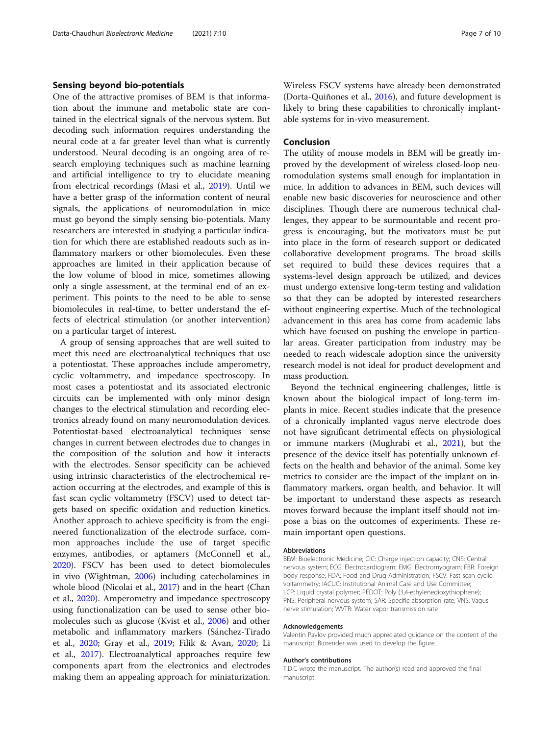## Sensing beyond bio-potentials

One of the attractive promises of BEM is that information about the immune and metabolic state are contained in the electrical signals of the nervous system. But decoding such information requires understanding the neural code at a far greater level than what is currently understood. Neural decoding is an ongoing area of research employing techniques such as machine learning and artificial intelligence to try to elucidate meaning from electrical recordings (Masi et al., 2019). Until we have a better grasp of the information content of neural signals, the applications of neuromodulation in mice must go beyond the simply sensing bio-potentials. Many researchers are interested in studying a particular indication for which there are established readouts such as inflammatory markers or other biomolecules. Even these approaches are limited in their application because of the low volume of blood in mice, sometimes allowing only a single assessment, at the terminal end of an experiment. This points to the need to be able to sense biomolecules in real-time, to better understand the effects of electrical stimulation (or another intervention) on a particular target of interest.

A group of sensing approaches that are well suited to meet this need are electroanalytical techniques that use a potentiostat. These approaches include amperometry, cyclic voltammetry, and impedance spectroscopy. In most cases a potentiostat and its associated electronic circuits can be implemented with only minor design changes to the electrical stimulation and recording electronics already found on many neuromodulation devices. Potentiostat-based electroanalytical techniques sense changes in current between electrodes due to changes in the composition of the solution and how it interacts with the electrodes. Sensor specificity can be achieved using intrinsic characteristics of the electrochemical reaction occurring at the electrodes, and example of this is fast scan cyclic voltammetry (FSCV) used to detect targets based on specific oxidation and reduction kinetics. Another approach to achieve specificity is from the engineered functionalization of the electrode surface, common approaches include the use of target specific enzymes, antibodies, or aptamers (McConnell et al., 2020). FSCV has been used to detect biomolecules in vivo (Wightman, 2006) including catecholamines in whole blood (Nicolai et al., 2017) and in the heart (Chan et al., 2020). Amperometry and impedance spectroscopy using functionalization can be used to sense other biomolecules such as glucose (Kvist et al., 2006) and other metabolic and inflammatory markers (Sánchez-Tirado et al., 2020; Gray et al., 2019; Filik & Avan, 2020; Li et al., 2017). Electroanalytical approaches require few components apart from the electronics and electrodes making them an appealing approach for miniaturization. Wireless FSCV systems have already been demonstrated (Dorta-Quiñones et al., 2016), and future development is likely to bring these capabilities to chronically implantable systems for in-vivo measurement.

## Conclusion

The utility of mouse models in BEM will be greatly improved by the development of wireless closed-loop neuromodulation systems small enough for implantation in mice. In addition to advances in BEM, such devices will enable new basic discoveries for neuroscience and other disciplines. Though there are numerous technical challenges, they appear to be surmountable and recent progress is encouraging, but the motivators must be put into place in the form of research support or dedicated collaborative development programs. The broad skills set required to build these devices requires that a systems-level design approach be utilized, and devices must undergo extensive long-term testing and validation so that they can be adopted by interested researchers without engineering expertise. Much of the technological advancement in this area has come from academic labs which have focused on pushing the envelope in particular areas. Greater participation from industry may be needed to reach widescale adoption since the university research model is not ideal for product development and mass production.

Beyond the technical engineering challenges, little is known about the biological impact of long-term implants in mice. Recent studies indicate that the presence of a chronically implanted vagus nerve electrode does not have significant detrimental effects on physiological or immune markers (Mughrabi et al., 2021), but the presence of the device itself has potentially unknown effects on the health and behavior of the animal. Some key metrics to consider are the impact of the implant on inflammatory markers, organ health, and behavior. It will be important to understand these aspects as research moves forward because the implant itself should not impose a bias on the outcomes of experiments. These remain important open questions.

#### Abbreviations

BEM: Bioelectronic Medicine; CIC: Charge injection capacity; CNS: Central nervous system; ECG: Electrocardiogram; EMG: Electromyogram; FBR: Foreign body response; FDA: Food and Drug Administration; FSCV: Fast scan cyclic voltammetry; IACUC: Institutional Animal Care and Use Committee; LCP: Liquid crystal polymer; PEDOT: Poly (3,4-ethylenedioxythiophene); PNS: Peripheral nervous system; SAR: Specific absorption rate; VNS: Vagus nerve stimulation; WVTR: Water vapor transmission rate

#### Acknowledgements

Valentin Pavlov provided much appreciated guidance on the content of the manuscript. Biorender was used to develop the figure.

#### Author's contributions

T.D.C wrote the manuscript. The author(s) read and approved the final manuscript.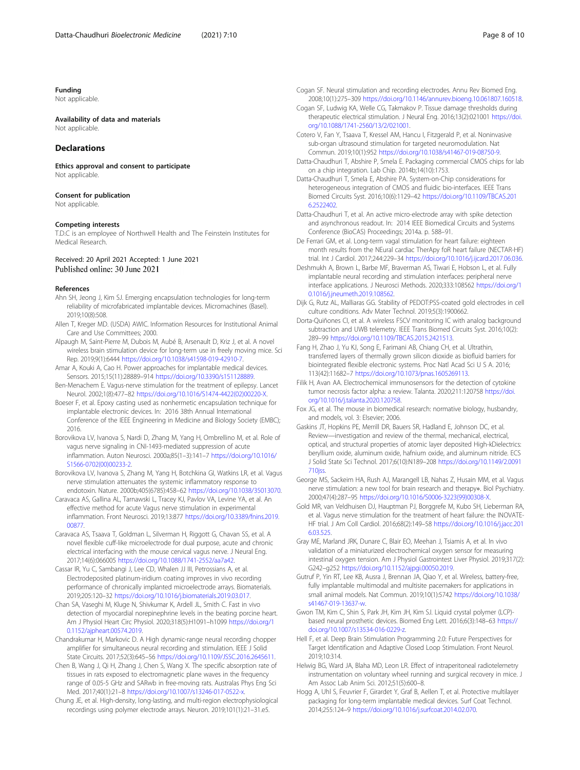## Funding

Not applicable.

## Availability of data and materials

Not applicable.

# Declarations

## Ethics approval and consent to participate

Not applicable.

## Consent for publication

Not applicable.

## Competing interests

T.D.C is an employee of Northwell Health and The Feinstein Institutes for Medical Research.

Received: 20 April 2021 Accepted: 1 June 2021
Published online: 30 June 2021

## References

Ahn SH, Jeong J, Kim SJ. Emerging encapsulation technologies for long-term reliability of microfabricated implantable devices. Micromachines (Basel). 2019;10(8):508.

Allen T, Kreger MD. (USDA) AWIC. Information Resources for Institutional Animal Care and Use Committees; 2000.

Alpaugh M, Saint-Pierre M, Dubois M, Aubé B, Arsenault D, Kriz J, et al. A novel wireless brain stimulation device for long-term use in freely moving mice. Sci Rep. 2019;9(1):6444 https://doi.org/10.1038/s41598-019-42910-7.

Amar A, Kouki A, Cao H. Power approaches for implantable medical devices. Sensors. 2015;15(11):28889–914 https://doi.org/10.3390/s151128889.

Ben-Menachem E. Vagus-nerve stimulation for the treatment of epilepsy. Lancet Neurol. 2002;1(8):477–82 https://doi.org/10.1016/S1474-4422(02)00220-X.

Boeser F, et al. Epoxy casting used as nonhermetic encapsulation technique for implantable electronic devices. In: 2016 38th Annual International Conference of the IEEE Engineering in Medicine and Biology Society (EMBC); 2016.

Borovikova LV, Ivanova S, Nardi D, Zhang M, Yang H, Ombrellino M, et al. Role of vagus nerve signaling in CNI-1493-mediated suppression of acute inflammation. Auton Neurosci. 2000a;85(1–3):141–7 https://doi.org/10.1016/S1566-0702(00)00233-2.

Borovikova LV, Ivanova S, Zhang M, Yang H, Botchkina GI, Watkins LR, et al. Vagus nerve stimulation attenuates the systemic inflammatory response to endotoxin. Nature. 2000b;405(6785):458–62 https://doi.org/10.1038/35013070.

Caravaca AS, Gallina AL, Tarnawski L, Tracey KJ, Pavlov VA, Levine YA, et al. An effective method for acute Vagus nerve stimulation in experimental inflammation. Front Neurosci. 2019;13:877 https://doi.org/10.3389/fnins.2019.00877.

Caravaca AS, Tsaava T, Goldman L, Silverman H, Riggott G, Chavan SS, et al. A novel flexible cuff-like microelectrode for dual purpose, acute and chronic electrical interfacing with the mouse cervical vagus nerve. J Neural Eng. 2017;14(6):066005 https://doi.org/10.1088/1741-2552/aa7a42.

Cassar IR, Yu C, Sambangi J, Lee CD, Whalen JJ III, Petrossians A, et al. Electrodeposited platinum-iridium coating improves in vivo recording performance of chronically implanted microelectrode arrays. Biomaterials. 2019;205:120–32 https://doi.org/10.1016/j.biomaterials.2019.03.017.

Chan SA, Vaseghi M, Kluge N, Shivkumar K, Ardell JL, Smith C. Fast in vivo detection of myocardial norepinephrine levels in the beating porcine heart. Am J Physiol Heart Circ Physiol. 2020;318(5):H1091–h1099 https://doi.org/10.1152/ajpheart.00574.2019.

Chandrakumar H, Markovic D. A High dynamic-range neural recording chopper amplifier for simultaneous neural recording and stimulation. IEEE J Solid State Circuits. 2017;52(3):645–56 https://doi.org/10.1109/JSSC.2016.2645611.

Chen B, Wang J, Qi H, Zhang J, Chen S, Wang X. The specific absorption rate of tissues in rats exposed to electromagnetic plane waves in the frequency range of 0.05-5 GHz and SARwb in free-moving rats. Australas Phys Eng Sci Med. 2017;40(1):21–8 https://doi.org/10.1007/s13246-017-0522-x.

Chung JE, et al. High-density, long-lasting, and multi-region electrophysiological recordings using polymer electrode arrays. Neuron. 2019;101(1):21–31.e5.

Cogan SF. Neural stimulation and recording electrodes. Annu Rev Biomed Eng. 2008;10(1):275–309 https://doi.org/10.1146/annurev.bioeng.10.061807.160518.

Cogan SF, Ludwig KA, Welle CG, Takmakov P. Tissue damage thresholds during therapeutic electrical stimulation. J Neural Eng. 2016;13(2):021001 https://doi.org/10.1088/1741-2560/13/2/021001.

Cotero V, Fan Y, Tsaava T, Kressel AM, Hancu I, Fitzgerald P, et al. Noninvasive sub-organ ultrasound stimulation for targeted neuromodulation. Nat Commun. 2019;10(1):952 https://doi.org/10.1038/s41467-019-08750-9.

Datta-Chaudhuri T, Abshire P, Smela E. Packaging commercial CMOS chips for lab on a chip integration. Lab Chip. 2014b;14(10):1753.

Datta-Chaudhuri T, Smela E, Abshire PA. System-on-Chip considerations for heterogeneous integration of CMOS and fluidic bio-interfaces. IEEE Trans Biomed Circuits Syst. 2016;10(6):1129–42 https://doi.org/10.1109/TBCAS.2016.2522402.

Datta-Chaudhuri T, et al. An active micro-electrode array with spike detection and asynchronous readout. In: 2014 IEEE Biomedical Circuits and Systems Conference (BioCAS) Proceedings; 2014a. p. 588–91.

De Ferrari GM, et al. Long-term vagal stimulation for heart failure: eighteen month results from the NEural cardiac TherApy foR heart failure (NECTAR-HF) trial. Int J Cardiol. 2017;244:229–34 https://doi.org/10.1016/j.ijcard.2017.06.036.

Deshmukh A, Brown L, Barbe MF, Braverman AS, Tiwari E, Hobson L, et al. Fully implantable neural recording and stimulation interfaces: peripheral nerve interface applications. J Neurosci Methods. 2020;333:108562 https://doi.org/10.1016/j.jneumeth.2019.108562.

Dijk G, Rutz AL, Malliaras GG. Stability of PEDOT:PSS-coated gold electrodes in cell culture conditions. Adv Mater Technol. 2019;5(3):1900662.

Dorta-Quiñones CI, et al. A wireless FSCV monitoring IC with analog background subtraction and UWB telemetry. IEEE Trans Biomed Circuits Syst. 2016;10(2):289–99 https://doi.org/10.1109/TBCAS.2015.2421513.

Fang H, Zhao J, Yu KJ, Song E, Farimani AB, Chiang CH, et al. Ultrathin, transferred layers of thermally grown silicon dioxide as biofluid barriers for biointegrated flexible electronic systems. Proc Natl Acad Sci U S A. 2016;113(42):11682–7 https://doi.org/10.1073/pnas.1605269113.

Filik H, Avan AA. Electrochemical immunosensors for the detection of cytokine tumor necrosis factor alpha: a review. Talanta. 2020;211:120758 https://doi.org/10.1016/j.talanta.2020.120758.

Fox JG, et al. The mouse in biomedical research: normative biology, husbandry, and models, vol. 3: Elsevier; 2006.

Gaskins JT, Hopkins PE, Merrill DR, Bauers SR, Hadland E, Johnson DC, et al. Review—investigation and review of the thermal, mechanical, electrical, optical, and structural properties of atomic layer deposited High-kDielectrics: beryllium oxide, aluminum oxide, hafnium oxide, and aluminum nitride. ECS J Solid State Sci Technol. 2017;6(10):N189–208 https://doi.org/10.1149/2.0091710jss.

George MS, Sackeim HA, Rush AJ, Marangell LB, Nahas Z, Husain MM, et al. Vagus nerve stimulation: a new tool for brain research and therapy∗. Biol Psychiatry. 2000;47(4):287–95 https://doi.org/10.1016/S0006-3223(99)00308-X.

Gold MR, van Veldhuisen DJ, Hauptman PJ, Borggrefe M, Kubo SH, Lieberman RA, et al. Vagus nerve stimulation for the treatment of heart failure: the INOVATE-HF trial. J Am Coll Cardiol. 2016;68(2):149–58 https://doi.org/10.1016/j.jacc.2016.03.525.

Gray ME, Marland JRK, Dunare C, Blair EO, Meehan J, Tsiamis A, et al. In vivo validation of a miniaturized electrochemical oxygen sensor for measuring intestinal oxygen tension. Am J Physiol Gastrointest Liver Physiol. 2019;317(2):G242–g252 https://doi.org/10.1152/ajpgi.00050.2019.

Gutruf P, Yin RT, Lee KB, Ausra J, Brennan JA, Qiao Y, et al. Wireless, battery-free, fully implantable multimodal and multisite pacemakers for applications in small animal models. Nat Commun. 2019;10(1):5742 https://doi.org/10.1038/s41467-019-13637-w.

Gwon TM, Kim C, Shin S, Park JH, Kim JH, Kim SJ. Liquid crystal polymer (LCP)-based neural prosthetic devices. Biomed Eng Lett. 2016;6(3):148–63 https://doi.org/10.1007/s13534-016-0229-z.

Hell F, et al. Deep Brain Stimulation Programming 2.0: Future Perspectives for Target Identification and Adaptive Closed Loop Stimulation. Front Neurol. 2019;10:314.

Helwig BG, Ward JA, Blaha MD, Leon LR. Effect of intraperitoneal radiotelemetry instrumentation on voluntary wheel running and surgical recovery in mice. J Am Assoc Lab Anim Sci. 2012;51(5):600–8.

Hogg A, Uhl S, Feuvrier F, Girardet Y, Graf B, Aellen T, et al. Protective multilayer packaging for long-term implantable medical devices. Surf Coat Technol. 2014;255:124–9 https://doi.org/10.1016/j.surfcoat.2014.02.070.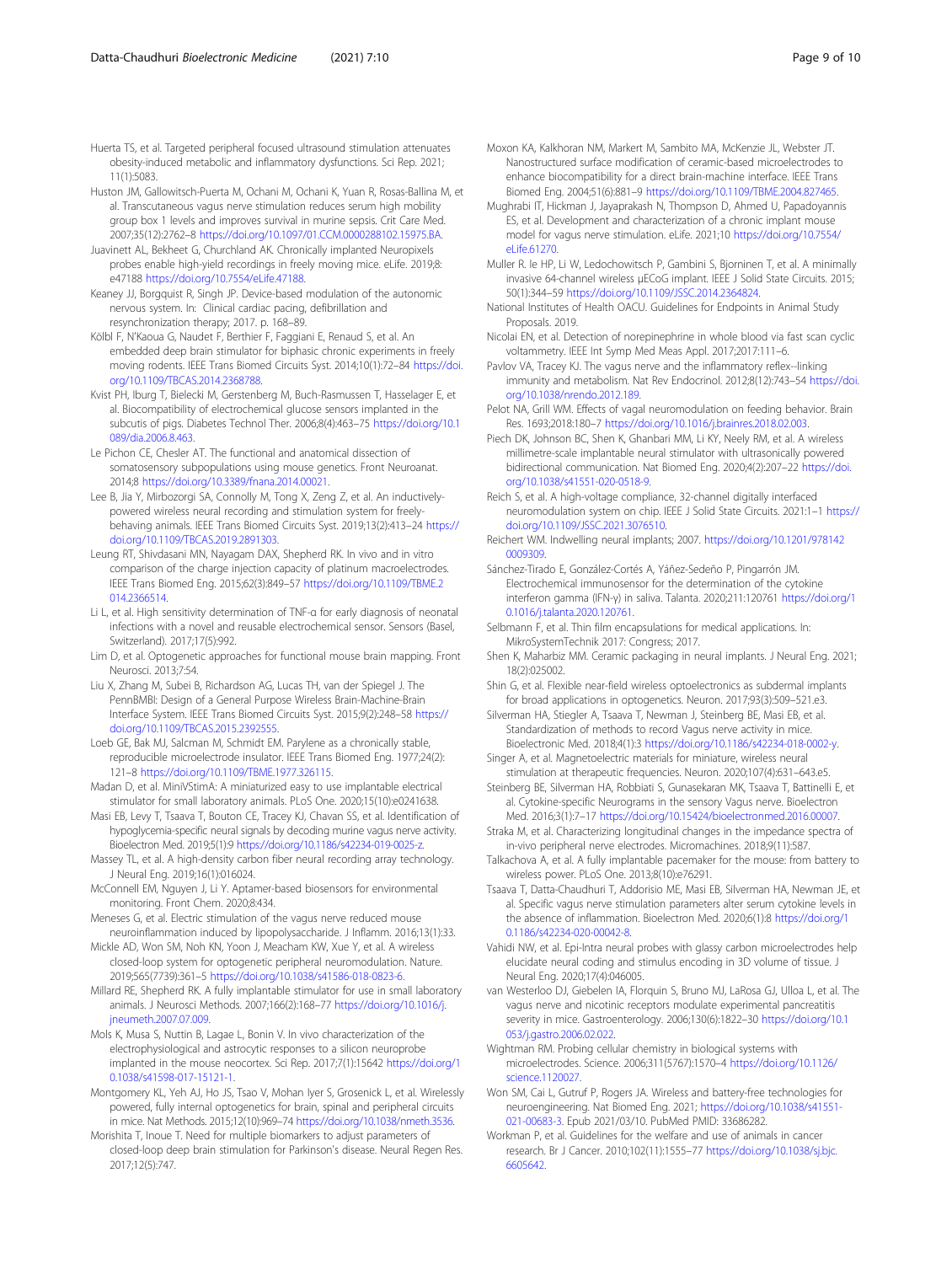Huerta TS, et al. Targeted peripheral focused ultrasound stimulation attenuates obesity-induced metabolic and inflammatory dysfunctions. Sci Rep. 2021; 11(1):5083.

Huston JM, Gallowitsch-Puerta M, Ochani M, Ochani K, Yuan R, Rosas-Ballina M, et al. Transcutaneous vagus nerve stimulation reduces serum high mobility group box 1 levels and improves survival in murine sepsis. Crit Care Med. 2007;35(12):2762–8 https://doi.org/10.1097/01.CCM.0000288102.15975.BA.

Juavinett AL, Bekheet G, Churchland AK. Chronically implanted Neuropixels probes enable high-yield recordings in freely moving mice. eLife. 2019;8: e47188 https://doi.org/10.7554/eLife.47188.

Keaney JJ, Borgquist R, Singh JP. Device-based modulation of the autonomic nervous system. In: Clinical cardiac pacing, defibrillation and resynchronization therapy; 2017. p. 168–89.

Kölbl F, N'Kaoua G, Naudet F, Berthier F, Faggiani E, Renaud S, et al. An embedded deep brain stimulator for biphasic chronic experiments in freely moving rodents. IEEE Trans Biomed Circuits Syst. 2014;10(1):72–84 https://doi.org/10.1109/TBCAS.2014.2368788.

Kvist PH, Iburg T, Bielecki M, Gerstenberg M, Buch-Rasmussen T, Hasselager E, et al. Biocompatibility of electrochemical glucose sensors implanted in the subcutis of pigs. Diabetes Technol Ther. 2006;8(4):463–75 https://doi.org/10.1089/dia.2006.8.463.

Le Pichon CE, Chesler AT. The functional and anatomical dissection of somatosensory subpopulations using mouse genetics. Front Neuroanat. 2014;8 https://doi.org/10.3389/fnana.2014.00021.

Lee B, Jia Y, Mirbozorgi SA, Connolly M, Tong X, Zeng Z, et al. An inductively-powered wireless neural recording and stimulation system for freely-behaving animals. IEEE Trans Biomed Circuits Syst. 2019;13(2):413–24 https://doi.org/10.1109/TBCAS.2019.2891303.

Leung RT, Shivdasani MN, Nayagam DAX, Shepherd RK. In vivo and in vitro comparison of the charge injection capacity of platinum macroelectrodes. IEEE Trans Biomed Eng. 2015;62(3):849–57 https://doi.org/10.1109/TBME.2014.2366514.

Li L, et al. High sensitivity determination of TNF-α for early diagnosis of neonatal infections with a novel and reusable electrochemical sensor. Sensors (Basel, Switzerland). 2017;17(5):992.

Lim D, et al. Optogenetic approaches for functional mouse brain mapping. Front Neurosci. 2013;7:54.

Liu X, Zhang M, Subei B, Richardson AG, Lucas TH, van der Spiegel J. The PennBMBI: Design of a General Purpose Wireless Brain-Machine-Brain Interface System. IEEE Trans Biomed Circuits Syst. 2015;9(2):248–58 https://doi.org/10.1109/TBCAS.2015.2392555.

Loeb GE, Bak MJ, Salcman M, Schmidt EM. Parylene as a chronically stable, reproducible microelectrode insulator. IEEE Trans Biomed Eng. 1977;24(2): 121–8 https://doi.org/10.1109/TBME.1977.326115.

Madan D, et al. MiniVStimA: A miniaturized easy to use implantable electrical stimulator for small laboratory animals. PLoS One. 2020;15(10):e0241638.

Masi EB, Levy T, Tsaava T, Bouton CE, Tracey KJ, Chavan SS, et al. Identification of hypoglycemia-specific neural signals by decoding murine vagus nerve activity. Bioelectron Med. 2019;5(1):9 https://doi.org/10.1186/s42234-019-0025-z.

Massey TL, et al. A high-density carbon fiber neural recording array technology. J Neural Eng. 2019;16(1):016024.

McConnell EM, Nguyen J, Li Y. Aptamer-based biosensors for environmental monitoring. Front Chem. 2020;8:434.

Meneses G, et al. Electric stimulation of the vagus nerve reduced mouse neuroinflammation induced by lipopolysaccharide. J Inflamm. 2016;13(1):33.

Mickle AD, Won SM, Noh KN, Yoon J, Meacham KW, Xue Y, et al. A wireless closed-loop system for optogenetic peripheral neuromodulation. Nature. 2019;565(7739):361–5 https://doi.org/10.1038/s41586-018-0823-6.

Millard RE, Shepherd RK. A fully implantable stimulator for use in small laboratory animals. J Neurosci Methods. 2007;166(2):168–77 https://doi.org/10.1016/j.jneumeth.2007.07.009.

Mols K, Musa S, Nuttin B, Lagae L, Bonin V. In vivo characterization of the electrophysiological and astrocytic responses to a silicon neuroprobe implanted in the mouse neocortex. Sci Rep. 2017;7(1):15642 https://doi.org/10.1038/s41598-017-15121-1.

Montgomery KL, Yeh AJ, Ho JS, Tsao V, Mohan Iyer S, Grosenick L, et al. Wirelessly powered, fully internal optogenetics for brain, spinal and peripheral circuits in mice. Nat Methods. 2015;12(10):969–74 https://doi.org/10.1038/nmeth.3536.

Morishita T, Inoue T. Need for multiple biomarkers to adjust parameters of closed-loop deep brain stimulation for Parkinson's disease. Neural Regen Res. 2017;12(5):747.

Moxon KA, Kalkhoran NM, Markert M, Sambito MA, McKenzie JL, Webster JT. Nanostructured surface modification of ceramic-based microelectrodes to enhance biocompatibility for a direct brain-machine interface. IEEE Trans Biomed Eng. 2004;51(6):881–9 https://doi.org/10.1109/TBME.2004.827465.

Mughrabi IT, Hickman J, Jayaprakash N, Thompson D, Ahmed U, Papadoyannis ES, et al. Development and characterization of a chronic implant mouse model for vagus nerve stimulation. eLife. 2021;10 https://doi.org/10.7554/eLife.61270.

Muller R. le HP, Li W, Ledochowitsch P, Gambini S, Bjorninen T, et al. A minimally invasive 64-channel wireless μECoG implant. IEEE J Solid State Circuits. 2015; 50(1):344–59 https://doi.org/10.1109/JSSC.2014.2364824.

National Institutes of Health OACU. Guidelines for Endpoints in Animal Study Proposals. 2019.

Nicolai EN, et al. Detection of norepinephrine in whole blood via fast scan cyclic voltammetry. IEEE Int Symp Med Meas Appl. 2017;2017:111–6.

Pavlov VA, Tracey KJ. The vagus nerve and the inflammatory reflex--linking immunity and metabolism. Nat Rev Endocrinol. 2012;8(12):743–54 https://doi.org/10.1038/nrendo.2012.189.

Pelot NA, Grill WM. Effects of vagal neuromodulation on feeding behavior. Brain Res. 1693;2018:180–7 https://doi.org/10.1016/j.brainres.2018.02.003.

Piech DK, Johnson BC, Shen K, Ghanbari MM, Li KY, Neely RM, et al. A wireless millimetre-scale implantable neural stimulator with ultrasonically powered bidirectional communication. Nat Biomed Eng. 2020;4(2):207–22 https://doi.org/10.1038/s41551-020-0518-9.

Reich S, et al. A high-voltage compliance, 32-channel digitally interfaced neuromodulation system on chip. IEEE J Solid State Circuits. 2021:1–1 https://doi.org/10.1109/JSSC.2021.3076510.

Reichert WM. Indwelling neural implants; 2007. https://doi.org/10.1201/9781420009309.

Sánchez-Tirado E, González-Cortés A, Yáñez-Sedeño P, Pingarrón JM. Electrochemical immunosensor for the determination of the cytokine interferon gamma (IFN-γ) in saliva. Talanta. 2020;211:120761 https://doi.org/10.1016/j.talanta.2020.120761.

Selbmann F, et al. Thin film encapsulations for medical applications. In: MikroSystemTechnik 2017: Congress; 2017.

Shen K, Maharbiz MM. Ceramic packaging in neural implants. J Neural Eng. 2021; 18(2):025002.

Shin G, et al. Flexible near-field wireless optoelectronics as subdermal implants for broad applications in optogenetics. Neuron. 2017;93(3):509–521.e3.

Silverman HA, Stiegler A, Tsaava T, Newman J, Steinberg BE, Masi EB, et al. Standardization of methods to record Vagus nerve activity in mice. Bioelectronic Med. 2018;4(1):3 https://doi.org/10.1186/s42234-018-0002-y.

Singer A, et al. Magnetoelectric materials for miniature, wireless neural stimulation at therapeutic frequencies. Neuron. 2020;107(4):631–643.e5.

Steinberg BE, Silverman HA, Robbiati S, Gunasekaran MK, Tsaava T, Battinelli E, et al. Cytokine-specific Neurograms in the sensory Vagus nerve. Bioelectron Med. 2016;3(1):7–17 https://doi.org/10.15424/bioelectronmed.2016.00007.

Straka M, et al. Characterizing longitudinal changes in the impedance spectra of in-vivo peripheral nerve electrodes. Micromachines. 2018;9(11):587.

Talkachova A, et al. A fully implantable pacemaker for the mouse: from battery to wireless power. PLoS One. 2013;8(10):e76291.

Tsaava T, Datta-Chaudhuri T, Addorisio ME, Masi EB, Silverman HA, Newman JE, et al. Specific vagus nerve stimulation parameters alter serum cytokine levels in the absence of inflammation. Bioelectron Med. 2020;6(1):8 https://doi.org/10.1186/s42234-020-00042-8.

Vahidi NW, et al. Epi-Intra neural probes with glassy carbon microelectrodes help elucidate neural coding and stimulus encoding in 3D volume of tissue. J Neural Eng. 2020;17(4):046005.

van Westerloo DJ, Giebelen IA, Florquin S, Bruno MJ, LaRosa GJ, Ulloa L, et al. The vagus nerve and nicotinic receptors modulate experimental pancreatitis severity in mice. Gastroenterology. 2006;130(6):1822–30 https://doi.org/10.1053/j.gastro.2006.02.022.

Wightman RM. Probing cellular chemistry in biological systems with microelectrodes. Science. 2006;311(5767):1570–4 https://doi.org/10.1126/science.1120027.

Won SM, Cai L, Gutruf P, Rogers JA. Wireless and battery-free technologies for neuroengineering. Nat Biomed Eng. 2021; https://doi.org/10.1038/s41551-021-00683-3. Epub 2021/03/10. PubMed PMID: 33686282.

Workman P, et al. Guidelines for the welfare and use of animals in cancer research. Br J Cancer. 2010;102(11):1555–77 https://doi.org/10.1038/sj.bjc.6605642.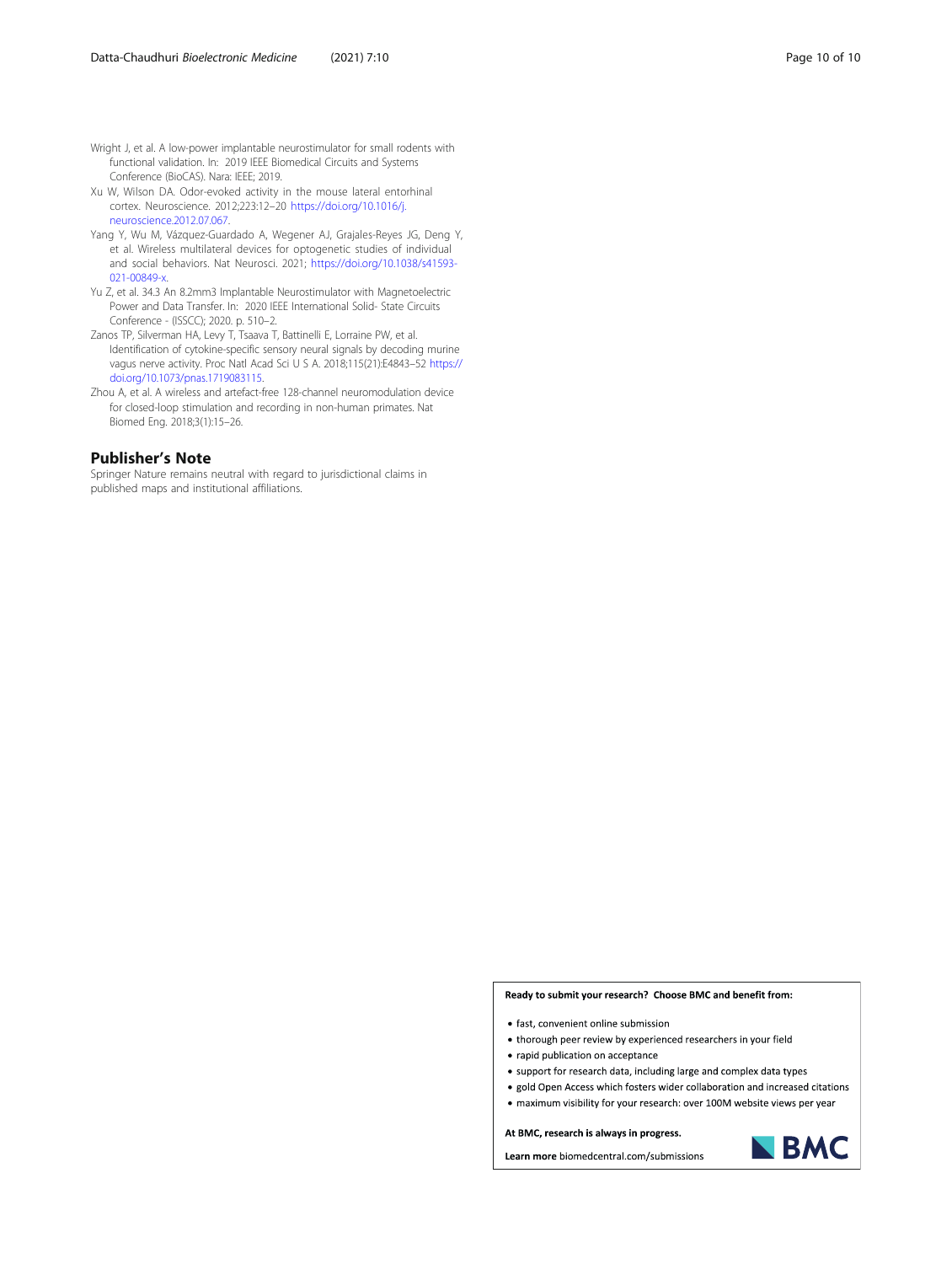Wright J, et al. A low-power implantable neurostimulator for small rodents with functional validation. In: 2019 IEEE Biomedical Circuits and Systems Conference (BioCAS). Nara: IEEE; 2019.

Xu W, Wilson DA. Odor-evoked activity in the mouse lateral entorhinal cortex. Neuroscience. 2012;223:12–20 https://doi.org/10.1016/j.neuroscience.2012.07.067.

Yang Y, Wu M, Vázquez-Guardado A, Wegener AJ, Grajales-Reyes JG, Deng Y, et al. Wireless multilateral devices for optogenetic studies of individual and social behaviors. Nat Neurosci. 2021; https://doi.org/10.1038/s41593-021-00849-x.

Yu Z, et al. 34.3 An 8.2mm3 Implantable Neurostimulator with Magnetoelectric Power and Data Transfer. In: 2020 IEEE International Solid- State Circuits Conference - (ISSCC); 2020. p. 510–2.

Zanos TP, Silverman HA, Levy T, Tsaava T, Battinelli E, Lorraine PW, et al. Identification of cytokine-specific sensory neural signals by decoding murine vagus nerve activity. Proc Natl Acad Sci U S A. 2018;115(21):E4843–52 https://doi.org/10.1073/pnas.1719083115.

Zhou A, et al. A wireless and artefact-free 128-channel neuromodulation device for closed-loop stimulation and recording in non-human primates. Nat Biomed Eng. 2018;3(1):15–26.

## Publisher's Note

Springer Nature remains neutral with regard to jurisdictional claims in published maps and institutional affiliations.

**Ready to submit your research? Choose BMC and benefit from:**

- fast, convenient online submission
- thorough peer review by experienced researchers in your field
- rapid publication on acceptance
- support for research data, including large and complex data types
- gold Open Access which fosters wider collaboration and increased citations
- maximum visibility for your research: over 100M website views per year

**At BMC, research is always in progress.**

**Learn more** biomedcentral.com/submissions